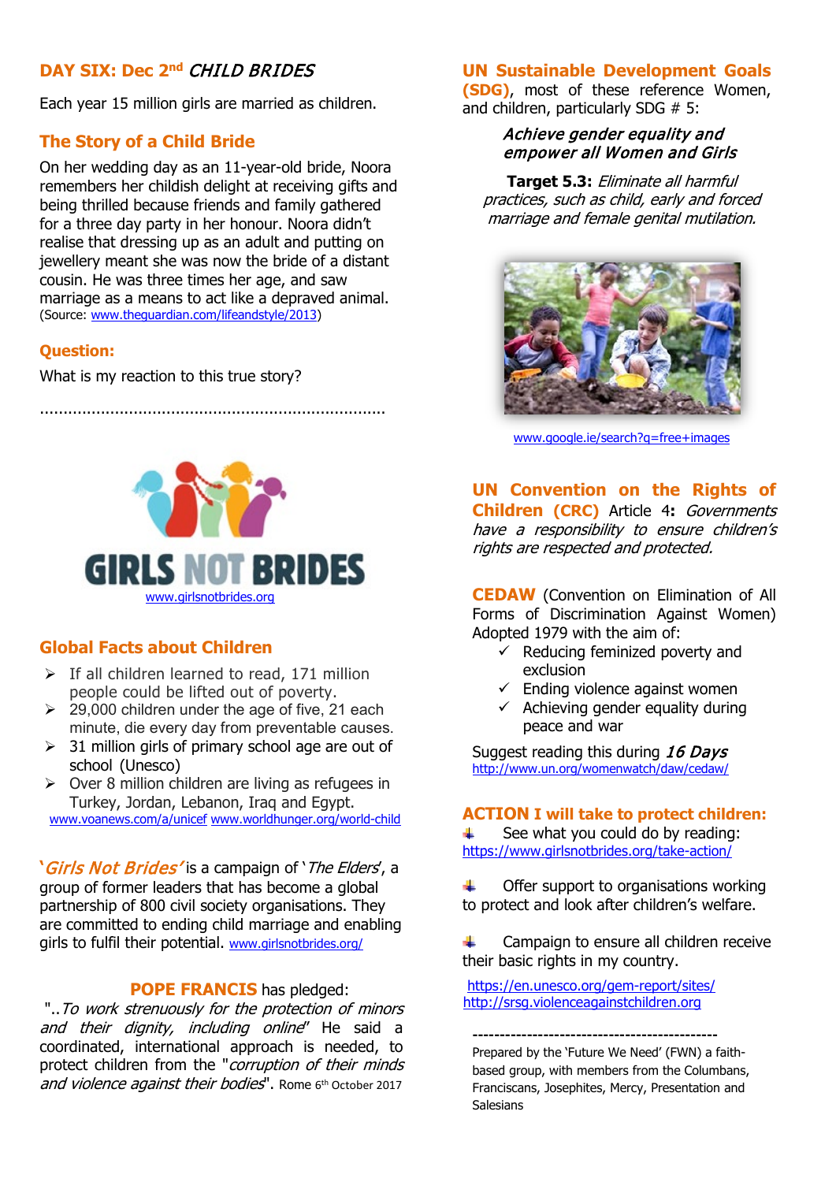## DAY SIX: Dec 2nd *CHILD BRIDES*

Each year 15 million girls are married as children.

### The Story of a Child Bride

On her wedding day as an 11-year-old bride, Noora remembers her childish delight at receiving gifts and being thrilled because friends and family gathered for a three day party in her honour. Noora didn't realise that dressing up as an adult and putting on jewellery meant she was now the bride of a distant cousin. He was three times her age, and saw marriage as a means to act like a depraved animal. (Source: www.theguardian.com/lifeandstyle/2013)

### Question:

What is my reaction to this true story?

.........................................................................

GIRLS NOT BRIDES
www.girlsnotbrides.org

### Global Facts about Children

- If all children learned to read, 171 million people could be lifted out of poverty.
- 29,000 children under the age of five, 21 each minute, die every day from preventable causes.
- 31 million girls of primary school age are out of school (Unesco)
- Over 8 million children are living as refugees in Turkey, Jordan, Lebanon, Iraq and Egypt.

www.voanews.com/a/unicef www.worldhunger.org/world-child

'*Girls Not Brides*' is a campaign of '*The Elders*', a group of former leaders that has become a global partnership of 800 civil society organisations. They are committed to ending child marriage and enabling girls to fulfil their potential. www.girlsnotbrides.org/

**POPE FRANCIS** has pledged:
"..*To work strenuously for the protection of minors and their dignity, including online*" He said a coordinated, international approach is needed, to protect children from the "*corruption of their minds and violence against their bodies*". Rome 6th October 2017

### UN Sustainable Development Goals (SDG)

**UN Sustainable Development Goals (SDG)**, most of these reference Women, and children, particularly SDG # 5:

*Achieve gender equality and empower all Women and Girls*

**Target 5.3:** *Eliminate all harmful practices, such as child, early and forced marriage and female genital mutilation.*

www.google.ie/search?q=free+images

**UN Convention on the Rights of Children (CRC)** Article 4: *Governments have a responsibility to ensure children's rights are respected and protected.*

**CEDAW** (Convention on Elimination of All Forms of Discrimination Against Women) Adopted 1979 with the aim of:

- ✓ Reducing feminized poverty and exclusion
- ✓ Ending violence against women
- ✓ Achieving gender equality during peace and war

Suggest reading this during *16 Days*
http://www.un.org/womenwatch/daw/cedaw/

### ACTION I will take to protect children:

- See what you could do by reading: https://www.girlsnotbrides.org/take-action/
- Offer support to organisations working to protect and look after children's welfare.
- Campaign to ensure all children receive their basic rights in my country.

https://en.unesco.org/gem-report/sites/
http://srsg.violenceagainstchildren.org

---

Prepared by the 'Future We Need' (FWN) a faith-based group, with members from the Columbans, Franciscans, Josephites, Mercy, Presentation and Salesians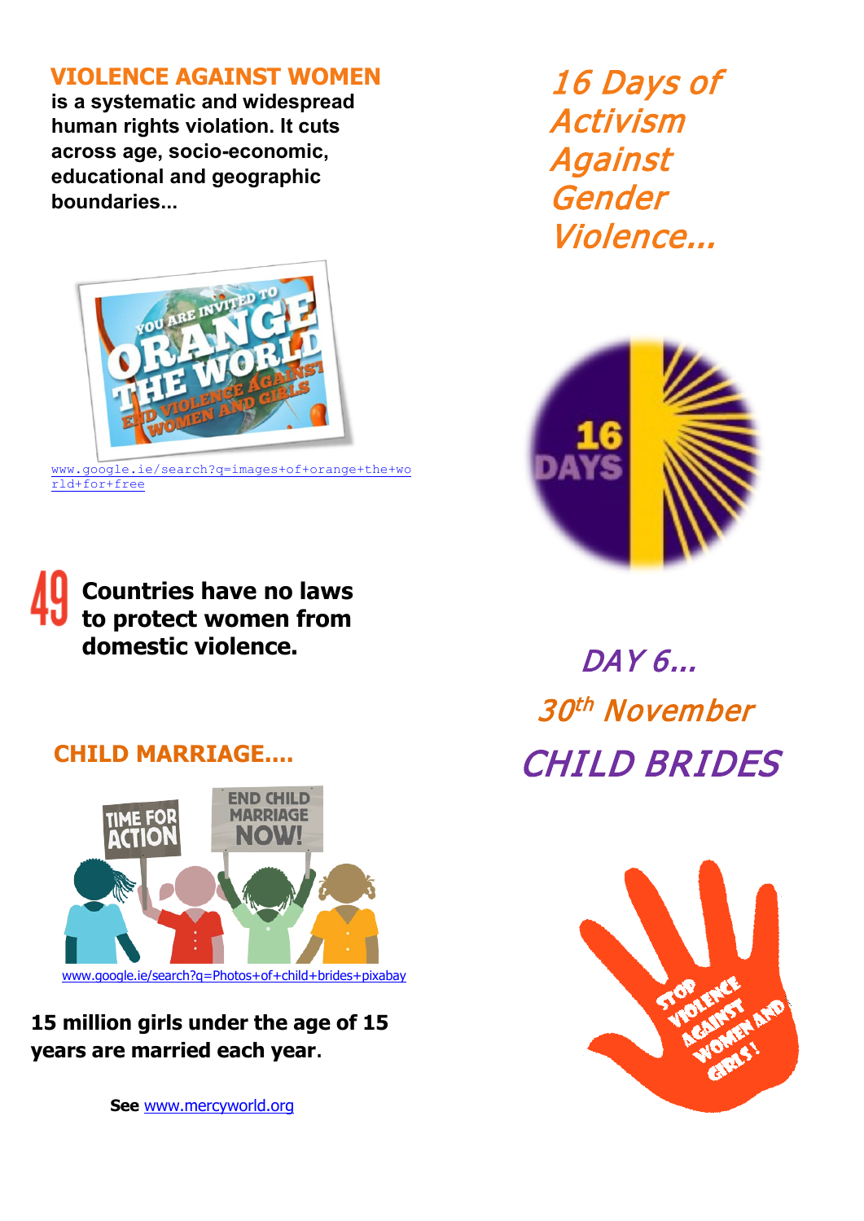## VIOLENCE AGAINST WOMEN

**is a systematic and widespread human rights violation. It cuts across age, socio-economic, educational and geographic boundaries...**

www.google.ie/search?q=images+of+orange+the+world+for+free

**49 Countries have no laws to protect women from domestic violence.**

## CHILD MARRIAGE....

www.google.ie/search?q=Photos+of+child+brides+pixabay

**15 million girls under the age of 15 years are married each year.**

**See** www.mercyworld.org

*16 Days of Activism Against Gender Violence...*

*DAY 6...*

*30th November*

*CHILD BRIDES*